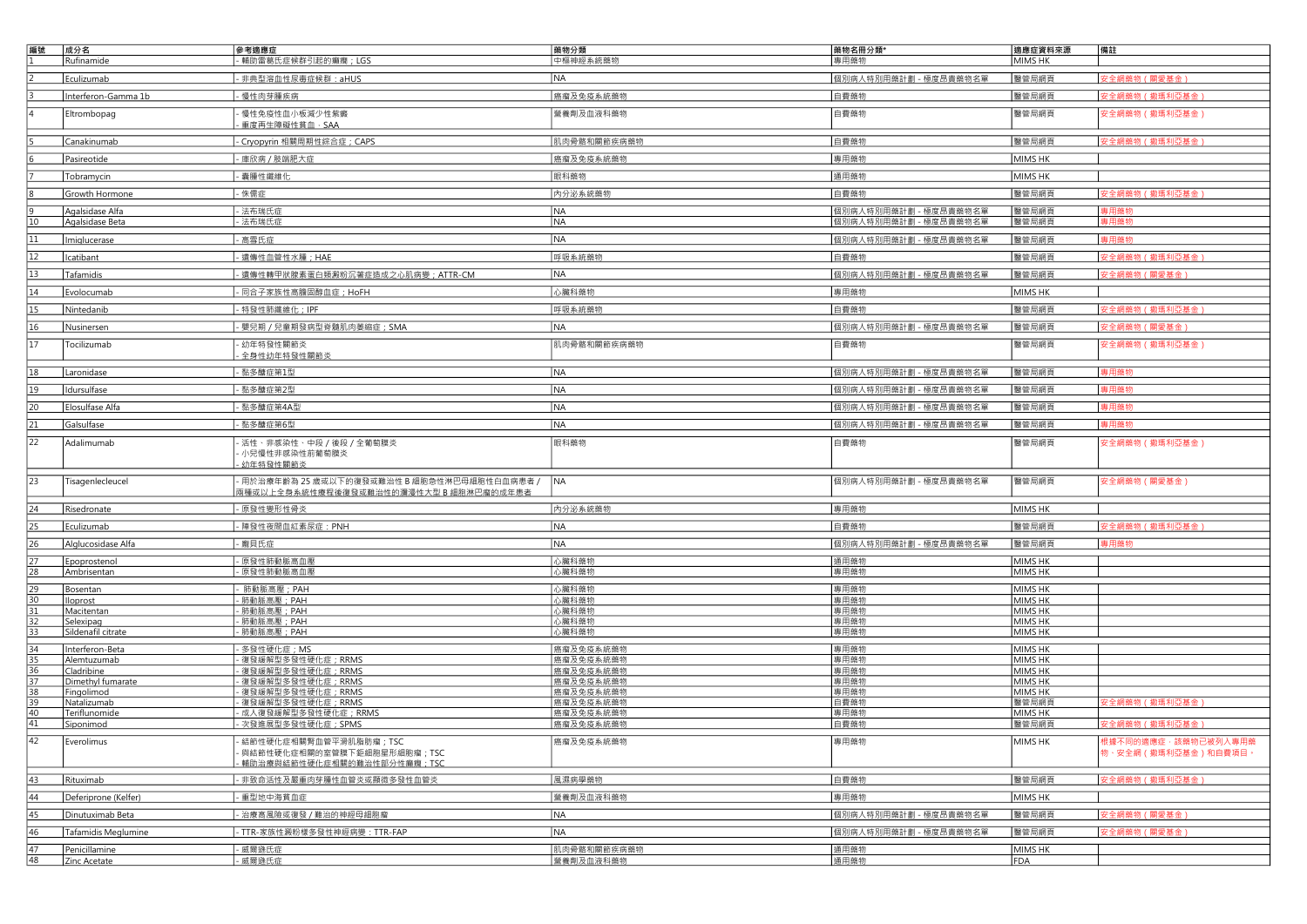| 編號 | 成分名 | 參考適應症 | 藥物分類 | 藥物名冊分類* | 適應症資料來源 | 備註 |
|---|---|---|---|---|---|---|
| 1 | Rufinamide | - 輔助雷葛氏症候群引起的癲癇；LGS | 中樞神經系統藥物 | 專用藥物 | MIMS HK | |
| 2 | Eculizumab | - 非典型溶血性尿毒症候群；aHUS | NA | 個別病人特別用藥計劃 - 極度昂貴藥物名單 | 醫管局網頁 | 安全網藥物（關愛基金） |
| 3 | Interferon-Gamma 1b | - 慢性肉芽腫疾病 | 癌瘤及免疫系統藥物 | 自費藥物 | 醫管局網頁 | 安全網藥物（撒瑪利亞基金） |
| 4 | Eltrombopag | - 慢性免疫性血小板減少性紫癜<br>- 重度再生障礙性貧血；SAA | 營養劑及血液科藥物 | 自費藥物 | 醫管局網頁 | 安全網藥物（撒瑪利亞基金） |
| 5 | Canakinumab | - Cryopyrin 相關周期性綜合症；CAPS | 肌肉骨骼和關節疾病藥物 | 自費藥物 | 醫管局網頁 | 安全網藥物（撒瑪利亞基金） |
| 6 | Pasireotide | - 庫欣病 / 肢端肥大症 | 癌瘤及免疫系統藥物 | 專用藥物 | MIMS HK | |
| 7 | Tobramycin | - 囊腫性纖維化 | 眼科藥物 | 通用藥物 | MIMS HK | |
| 8 | Growth Hormone | - 侏儒症 | 內分泌系統藥物 | 自費藥物 | 醫管局網頁 | 安全網藥物（撒瑪利亞基金） |
| 9 | Agalsidase Alfa | - 法布瑞氏症 | NA | 個別病人特別用藥計劃 - 極度昂貴藥物名單 | 醫管局網頁 | 專用藥物 |
| 10 | Agalsidase Beta | - 法布瑞氏症 | NA | 個別病人特別用藥計劃 - 極度昂貴藥物名單 | 醫管局網頁 | 專用藥物 |
| 11 | Imiglucerase | - 高雪氏症 | NA | 個別病人特別用藥計劃 - 極度昂貴藥物名單 | 醫管局網頁 | 專用藥物 |
| 12 | Icatibant | - 遺傳性血管性水腫；HAE | 呼吸系統藥物 | 自費藥物 | 醫管局網頁 | 安全網藥物（撒瑪利亞基金） |
| 13 | Tafamidis | - 遺傳性轉甲狀腺素蛋白類澱粉沉著症造成之心肌病變；ATTR-CM | NA | 個別病人特別用藥計劃 - 極度昂貴藥物名單 | 醫管局網頁 | 安全網藥物（關愛基金） |
| 14 | Evolocumab | - 同合子家族性高膽固醇血症；HoFH | 心臟科藥物 | 專用藥物 | MIMS HK | |
| 15 | Nintedanib | - 特發性肺纖維化；IPF | 呼吸系統藥物 | 自費藥物 | 醫管局網頁 | 安全網藥物（撒瑪利亞基金） |
| 16 | Nusinersen | - 嬰兒期 / 兒童期發病型脊髓肌肉萎縮症；SMA | NA | 個別病人特別用藥計劃 - 極度昂貴藥物名單 | 醫管局網頁 | 安全網藥物（關愛基金） |
| 17 | Tocilizumab | - 幼年特發性關節炎<br>- 全身性幼年特發性關節炎 | 肌肉骨骼和關節疾病藥物 | 自費藥物 | 醫管局網頁 | 安全網藥物（撒瑪利亞基金） |
| 18 | Laronidase | - 黏多醣症第1型 | NA | 個別病人特別用藥計劃 - 極度昂貴藥物名單 | 醫管局網頁 | 專用藥物 |
| 19 | Idursulfase | - 黏多醣症第2型 | NA | 個別病人特別用藥計劃 - 極度昂貴藥物名單 | 醫管局網頁 | 專用藥物 |
| 20 | Elosulfase Alfa | - 黏多醣症第4A型 | NA | 個別病人特別用藥計劃 - 極度昂貴藥物名單 | 醫管局網頁 | 專用藥物 |
| 21 | Galsulfase | - 黏多醣症第6型 | NA | 個別病人特別用藥計劃 - 極度昂貴藥物名單 | 醫管局網頁 | 專用藥物 |
| 22 | Adalimumab | - 活性、非感染性、中段 / 後段 / 全葡萄膜炎<br>- 小兒慢性非感染性前葡萄膜炎<br>- 幼年特發性關節炎 | 眼科藥物 | 自費藥物 | 醫管局網頁 | 安全網藥物（撒瑪利亞基金） |
| 23 | Tisagenlecleucel | - 用於治療年齡為 25 歲或以下的復發或難治性 B 細胞急性淋巴母細胞性白血病患者 / 兩種或以上全身系統性療程後復發或難治性的瀰漫性大型 B 細胞淋巴瘤的成年患者 | NA | 個別病人特別用藥計劃 - 極度昂貴藥物名單 | 醫管局網頁 | 安全網藥物（關愛基金） |
| 24 | Risedronate | - 原發性變形性骨炎 | 內分泌系統藥物 | 專用藥物 | MIMS HK | |
| 25 | Eculizumab | - 陣發性夜間血紅素尿症；PNH | NA | 自費藥物 | 醫管局網頁 | 安全網藥物（撒瑪利亞基金） |
| 26 | Alglucosidase Alfa | - 龐貝氏症 | NA | 個別病人特別用藥計劃 - 極度昂貴藥物名單 | 醫管局網頁 | 專用藥物 |
| 27 | Epoprostenol | - 原發性肺動脈高血壓 | 心臟科藥物 | 通用藥物 | MIMS HK | |
| 28 | Ambrisentan | - 原發性肺動脈高血壓 | 心臟科藥物 | 專用藥物 | MIMS HK | |
| 29 | Bosentan | - 肺動脈高壓；PAH | 心臟科藥物 | 專用藥物 | MIMS HK | |
| 30 | Iloprost | - 肺動脈高壓；PAH | 心臟科藥物 | 專用藥物 | MIMS HK | |
| 31 | Macitentan | - 肺動脈高壓；PAH | 心臟科藥物 | 專用藥物 | MIMS HK | |
| 32 | Selexipag | - 肺動脈高壓；PAH | 心臟科藥物 | 專用藥物 | MIMS HK | |
| 33 | Sildenafil citrate | - 肺動脈高壓；PAH | 心臟科藥物 | 專用藥物 | MIMS HK | |
| 34 | Interferon-Beta | - 多發性硬化症；MS | 癌瘤及免疫系統藥物 | 專用藥物 | MIMS HK | |
| 35 | Alemtuzumab | - 復發緩解型多發性硬化症；RRMS | 癌瘤及免疫系統藥物 | 專用藥物 | MIMS HK | |
| 36 | Cladribine | - 復發緩解型多發性硬化症；RRMS | 癌瘤及免疫系統藥物 | 專用藥物 | MIMS HK | |
| 37 | Dimethyl fumarate | - 復發緩解型多發性硬化症；RRMS | 癌瘤及免疫系統藥物 | 專用藥物 | MIMS HK | |
| 38 | Fingolimod | - 復發緩解型多發性硬化症；RRMS | 癌瘤及免疫系統藥物 | 專用藥物 | MIMS HK | |
| 39 | Natalizumab | - 復發緩解型多發性硬化症；RRMS | 癌瘤及免疫系統藥物 | 自費藥物 | 醫管局網頁 | 安全網藥物（撒瑪利亞基金） |
| 40 | Teriflunomide | - 成人復發緩解型多發性硬化症；RRMS | 癌瘤及免疫系統藥物 | 專用藥物 | MIMS HK | |
| 41 | Siponimod | - 次發進展型多發性硬化症；SPMS | 癌瘤及免疫系統藥物 | 自費藥物 | 醫管局網頁 | 安全網藥物（撒瑪利亞基金） |
| 42 | Everolimus | - 結節性硬化症相關腎血管平滑肌脂肪瘤；TSC<br>- 與結節性硬化症相關的室管膜下巨細胞星形細胞瘤；TSC<br>- 輔助治療與結節性硬化症相關的難治性部分性癲癇；TSC | 癌瘤及免疫系統藥物 | 專用藥物 | MIMS HK | 根據不同的適應症，該藥物已被列入專用藥物、安全網（撒瑪利亞基金）和自費項目。 |
| 43 | Rituximab | - 非致命活性及嚴重肉芽腫性血管炎或顯微多發性血管炎 | 風濕病學藥物 | 自費藥物 | 醫管局網頁 | 安全網藥物（撒瑪利亞基金） |
| 44 | Deferiprone (Kelfer) | - 重型地中海貧血症 | 營養劑及血液科藥物 | 專用藥物 | MIMS HK | |
| 45 | Dinutuximab Beta | - 治療高風險或復發 / 難治的神經母細胞瘤 | NA | 個別病人特別用藥計劃 - 極度昂貴藥物名單 | 醫管局網頁 | 安全網藥物（關愛基金） |
| 46 | Tafamidis Meglumine | - TTR-家族性澱粉樣多發性神經病變：TTR-FAP | NA | 個別病人特別用藥計劃 - 極度昂貴藥物名單 | 醫管局網頁 | 安全網藥物（關愛基金） |
| 47 | Penicillamine | - 威爾遜氏症 | 肌肉骨骼和關節疾病藥物 | 通用藥物 | MIMS HK | |
| 48 | Zinc Acetate | - 威爾遜氏症 | 營養劑及血液科藥物 | 通用藥物 | FDA | |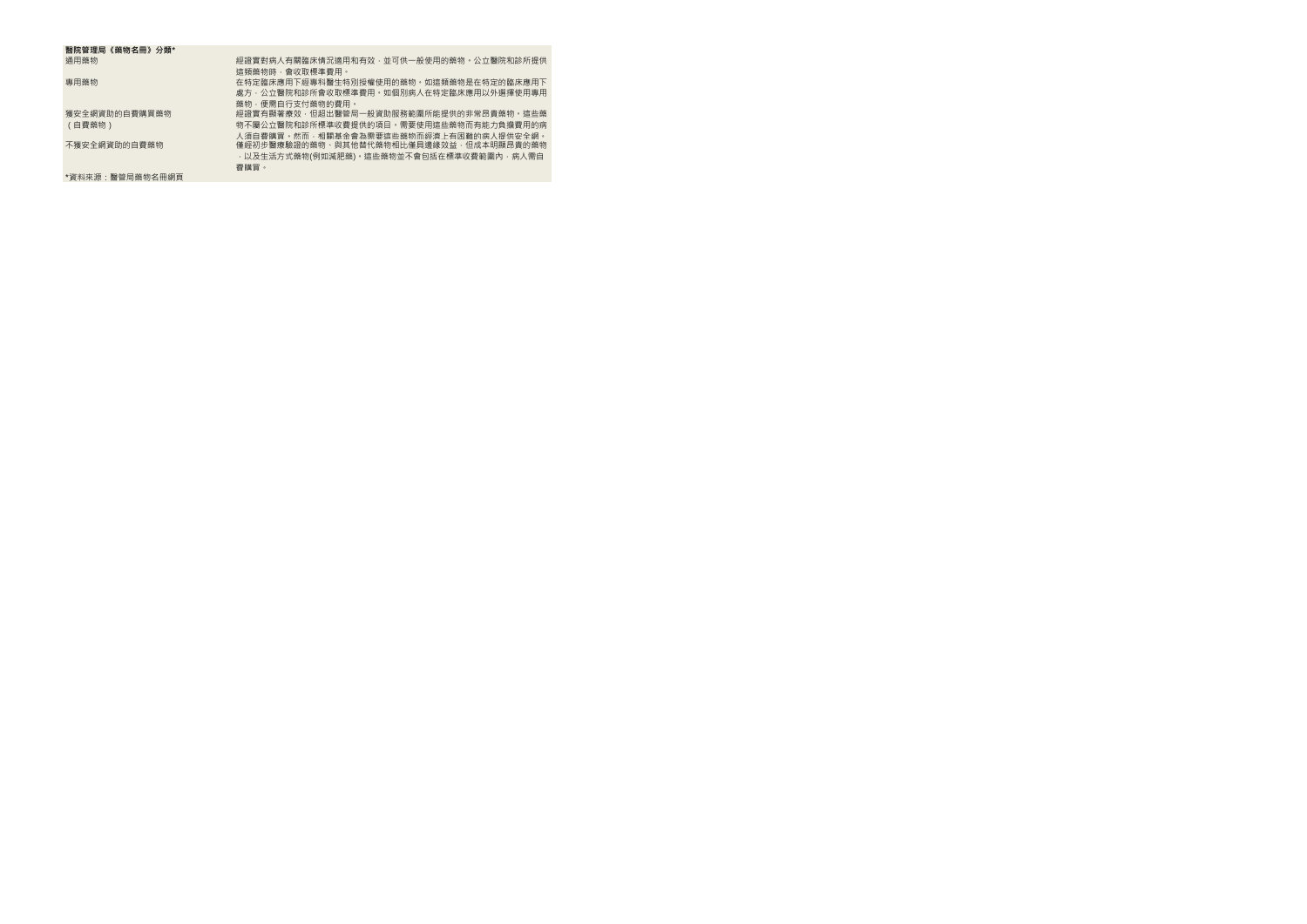**醫院管理局《藥物名冊》分類***

| 分類 | 說明 |
| --- | --- |
| 通用藥物 | 經證實對病人有關臨床情況適用和有效，並可供一般使用的藥物。公立醫院和診所提供這類藥物時，會收取標準費用。 |
| 專用藥物 | 在特定臨床應用下經專科醫生特別授權使用的藥物。如這類藥物是在特定的臨床應用下處方，公立醫院和診所會收取標準費用。如個別病人在特定臨床應用以外選擇使用專用藥物，便需自行支付藥物的費用。 |
| 獲安全網資助的自費購買藥物（自費藥物） | 經證實有顯著療效，但超出醫管局一般資助服務範圍所能提供的非常昂貴藥物。這些藥物不屬公立醫院和診所標準收費提供的項目。需要使用這些藥物而有能力負擔費用的病人須自費購買。然而，相關基金會為需要這些藥物而經濟上有困難的病人提供安全網。 |
| 不獲安全網資助的自費藥物 | 僅經初步醫療驗證的藥物、與其他替代藥物相比僅具邊緣效益，但成本明顯昂貴的藥物，以及生活方式藥物(例如減肥藥)。這些藥物並不會包括在標準收費範圍內，病人需自費購買。 |

*資料來源：醫管局藥物名冊網頁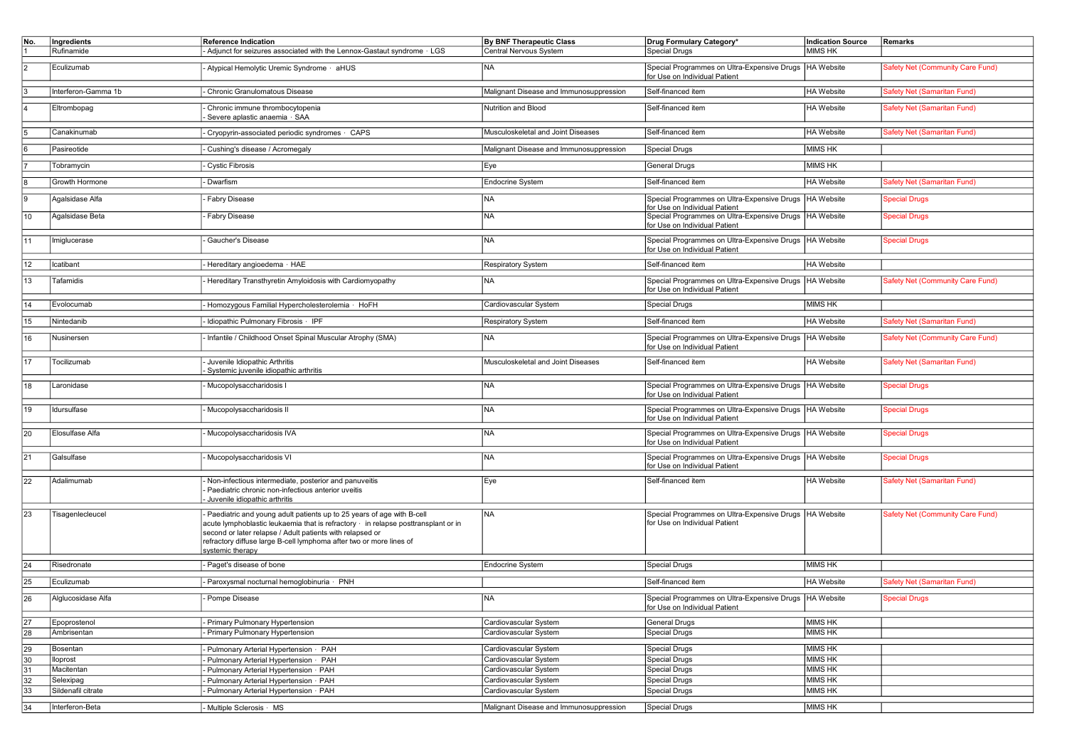| No. | Ingredients | Reference Indication | By BNF Therapeutic Class | Drug Formulary Category* | Indication Source | Remarks |
|---|---|---|---|---|---|---|
| 1 | Rufinamide | - Adjunct for seizures associated with the Lennox-Gastaut syndrome · LGS | Central Nervous System | Special Drugs | MIMS HK | |
| 2 | Eculizumab | - Atypical Hemolytic Uremic Syndrome · aHUS | NA | Special Programmes on Ultra-Expensive Drugs for Use on Individual Patient | HA Website | Safety Net (Community Care Fund) |
| 3 | Interferon-Gamma 1b | - Chronic Granulomatous Disease | Malignant Disease and Immunosuppression | Self-financed item | HA Website | Safety Net (Samaritan Fund) |
| 4 | Eltrombopag | - Chronic immune thrombocytopenia<br>- Severe aplastic anaemia · SAA | Nutrition and Blood | Self-financed item | HA Website | Safety Net (Samaritan Fund) |
| 5 | Canakinumab | - Cryopyrin-associated periodic syndromes · CAPS | Musculoskeletal and Joint Diseases | Self-financed item | HA Website | Safety Net (Samaritan Fund) |
| 6 | Pasireotide | - Cushing's disease / Acromegaly | Malignant Disease and Immunosuppression | Special Drugs | MIMS HK | |
| 7 | Tobramycin | - Cystic Fibrosis | Eye | General Drugs | MIMS HK | |
| 8 | Growth Hormone | - Dwarfism | Endocrine System | Self-financed item | HA Website | Safety Net (Samaritan Fund) |
| 9 | Agalsidase Alfa | - Fabry Disease | NA | Special Programmes on Ultra-Expensive Drugs for Use on Individual Patient | HA Website | Special Drugs |
| 10 | Agalsidase Beta | - Fabry Disease | NA | Special Programmes on Ultra-Expensive Drugs for Use on Individual Patient | HA Website | Special Drugs |
| 11 | Imiglucerase | - Gaucher's Disease | NA | Special Programmes on Ultra-Expensive Drugs for Use on Individual Patient | HA Website | Special Drugs |
| 12 | Icatibant | - Hereditary angioedema · HAE | Respiratory System | Self-financed item | HA Website | |
| 13 | Tafamidis | - Hereditary Transthyretin Amyloidosis with Cardiomyopathy | NA | Special Programmes on Ultra-Expensive Drugs for Use on Individual Patient | HA Website | Safety Net (Community Care Fund) |
| 14 | Evolocumab | - Homozygous Familial Hypercholesterolemia · HoFH | Cardiovascular System | Special Drugs | MIMS HK | |
| 15 | Nintedanib | - Idiopathic Pulmonary Fibrosis · IPF | Respiratory System | Self-financed item | HA Website | Safety Net (Samaritan Fund) |
| 16 | Nusinersen | - Infantile / Childhood Onset Spinal Muscular Atrophy (SMA) | NA | Special Programmes on Ultra-Expensive Drugs for Use on Individual Patient | HA Website | Safety Net (Community Care Fund) |
| 17 | Tocilizumab | - Juvenile Idiopathic Arthritis<br>- Systemic juvenile idiopathic arthritis | Musculoskeletal and Joint Diseases | Self-financed item | HA Website | Safety Net (Samaritan Fund) |
| 18 | Laronidase | - Mucopolysaccharidosis I | NA | Special Programmes on Ultra-Expensive Drugs for Use on Individual Patient | HA Website | Special Drugs |
| 19 | Idursulfase | - Mucopolysaccharidosis II | NA | Special Programmes on Ultra-Expensive Drugs for Use on Individual Patient | HA Website | Special Drugs |
| 20 | Elosulfase Alfa | - Mucopolysaccharidosis IVA | NA | Special Programmes on Ultra-Expensive Drugs for Use on Individual Patient | HA Website | Special Drugs |
| 21 | Galsulfase | - Mucopolysaccharidosis VI | NA | Special Programmes on Ultra-Expensive Drugs for Use on Individual Patient | HA Website | Special Drugs |
| 22 | Adalimumab | - Non-infectious intermediate, posterior and panuveitis<br>- Paediatric chronic non-infectious anterior uveitis<br>- Juvenile idiopathic arthritis | Eye | Self-financed item | HA Website | Safety Net (Samaritan Fund) |
| 23 | Tisagenlecleucel | - Paediatric and young adult patients up to 25 years of age with B-cell acute lymphoblastic leukaemia that is refractory · in relapse posttransplant or in second or later relapse / Adult patients with relapsed or refractory diffuse large B-cell lymphoma after two or more lines of systemic therapy | NA | Special Programmes on Ultra-Expensive Drugs for Use on Individual Patient | HA Website | Safety Net (Community Care Fund) |
| 24 | Risedronate | - Paget's disease of bone | Endocrine System | Special Drugs | MIMS HK | |
| 25 | Eculizumab | - Paroxysmal nocturnal hemoglobinuria · PNH | | Self-financed item | HA Website | Safety Net (Samaritan Fund) |
| 26 | Alglucosidase Alfa | - Pompe Disease | NA | Special Programmes on Ultra-Expensive Drugs for Use on Individual Patient | HA Website | Special Drugs |
| 27 | Epoprostenol | - Primary Pulmonary Hypertension | Cardiovascular System | General Drugs | MIMS HK | |
| 28 | Ambrisentan | - Primary Pulmonary Hypertension | Cardiovascular System | Special Drugs | MIMS HK | |
| 29 | Bosentan | - Pulmonary Arterial Hypertension · PAH | Cardiovascular System | Special Drugs | MIMS HK | |
| 30 | Iloprost | - Pulmonary Arterial Hypertension · PAH | Cardiovascular System | Special Drugs | MIMS HK | |
| 31 | Macitentan | - Pulmonary Arterial Hypertension · PAH | Cardiovascular System | Special Drugs | MIMS HK | |
| 32 | Selexipag | - Pulmonary Arterial Hypertension · PAH | Cardiovascular System | Special Drugs | MIMS HK | |
| 33 | Sildenafil citrate | - Pulmonary Arterial Hypertension · PAH | Cardiovascular System | Special Drugs | MIMS HK | |
| 34 | Interferon-Beta | - Multiple Sclerosis · MS | Malignant Disease and Immunosuppression | Special Drugs | MIMS HK | |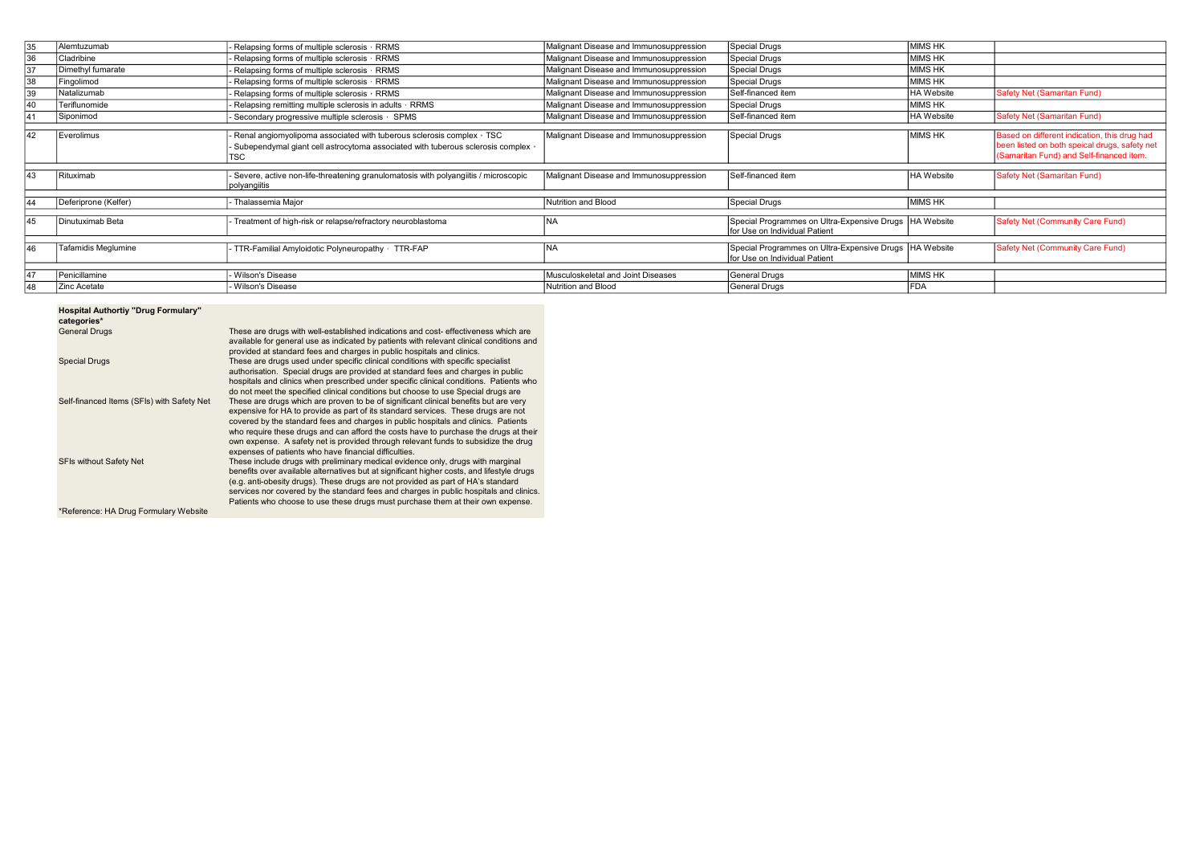| | | | | | | |
|---|---|---|---|---|---|---|
| 35 | Alemtuzumab | - Relapsing forms of multiple sclerosis · RRMS | Malignant Disease and Immunosuppression | Special Drugs | MIMS HK | |
| 36 | Cladribine | - Relapsing forms of multiple sclerosis · RRMS | Malignant Disease and Immunosuppression | Special Drugs | MIMS HK | |
| 37 | Dimethyl fumarate | - Relapsing forms of multiple sclerosis · RRMS | Malignant Disease and Immunosuppression | Special Drugs | MIMS HK | |
| 38 | Fingolimod | - Relapsing forms of multiple sclerosis · RRMS | Malignant Disease and Immunosuppression | Special Drugs | MIMS HK | |
| 39 | Natalizumab | - Relapsing forms of multiple sclerosis · RRMS | Malignant Disease and Immunosuppression | Self-financed item | HA Website | Safety Net (Samaritan Fund) |
| 40 | Teriflunomide | - Relapsing remitting multiple sclerosis in adults · RRMS | Malignant Disease and Immunosuppression | Special Drugs | MIMS HK | |
| 41 | Siponimod | - Secondary progressive multiple sclerosis · SPMS | Malignant Disease and Immunosuppression | Self-financed item | HA Website | Safety Net (Samaritan Fund) |
| 42 | Everolimus | - Renal angiomyolipoma associated with tuberous sclerosis complex · TSC<br>- Subependymal giant cell astrocytoma associated with tuberous sclerosis complex · TSC | Malignant Disease and Immunosuppression | Special Drugs | MIMS HK | Based on different indication, this drug had been listed on both speical drugs, safety net (Samaritan Fund) and Self-financed item. |
| 43 | Rituximab | - Severe, active non-life-threatening granulomatosis with polyangiitis / microscopic polyangiitis | Malignant Disease and Immunosuppression | Self-financed item | HA Website | Safety Net (Samaritan Fund) |
| 44 | Deferiprone (Kelfer) | - Thalassemia Major | Nutrition and Blood | Special Drugs | MIMS HK | |
| 45 | Dinutuximab Beta | - Treatment of high-risk or relapse/refractory neuroblastoma | NA | Special Programmes on Ultra-Expensive Drugs for Use on Individual Patient | HA Website | Safety Net (Community Care Fund) |
| 46 | Tafamidis Meglumine | - TTR-Familial Amyloidotic Polyneuropathy · TTR-FAP | NA | Special Programmes on Ultra-Expensive Drugs for Use on Individual Patient | HA Website | Safety Net (Community Care Fund) |
| 47 | Penicillamine | - Wilson's Disease | Musculoskeletal and Joint Diseases | General Drugs | MIMS HK | |
| 48 | Zinc Acetate | - Wilson's Disease | Nutrition and Blood | General Drugs | FDA | |

| **Hospital Authortiy "Drug Formulary" categories*** | |
|---|---|
| General Drugs | These are drugs with well-established indications and cost- effectiveness which are available for general use as indicated by patients with relevant clinical conditions and provided at standard fees and charges in public hospitals and clinics. |
| Special Drugs | These are drugs used under specific clinical conditions with specific specialist authorisation. Special drugs are provided at standard fees and charges in public hospitals and clinics when prescribed under specific clinical conditions. Patients who do not meet the specified clinical conditions but choose to use Special drugs are |
| Self-financed Items (SFIs) with Safety Net | These are drugs which are proven to be of significant clinical benefits but are very expensive for HA to provide as part of its standard services. These drugs are not covered by the standard fees and charges in public hospitals and clinics. Patients who require these drugs and can afford the costs have to purchase the drugs at their own expense. A safety net is provided through relevant funds to subsidize the drug expenses of patients who have financial difficulties. |
| SFIs without Safety Net | These include drugs with preliminary medical evidence only, drugs with marginal benefits over available alternatives but at significant higher costs, and lifestyle drugs (e.g. anti-obesity drugs). These drugs are not provided as part of HA's standard services nor covered by the standard fees and charges in public hospitals and clinics. Patients who choose to use these drugs must purchase them at their own expense. |

*Reference: HA Drug Formulary Website